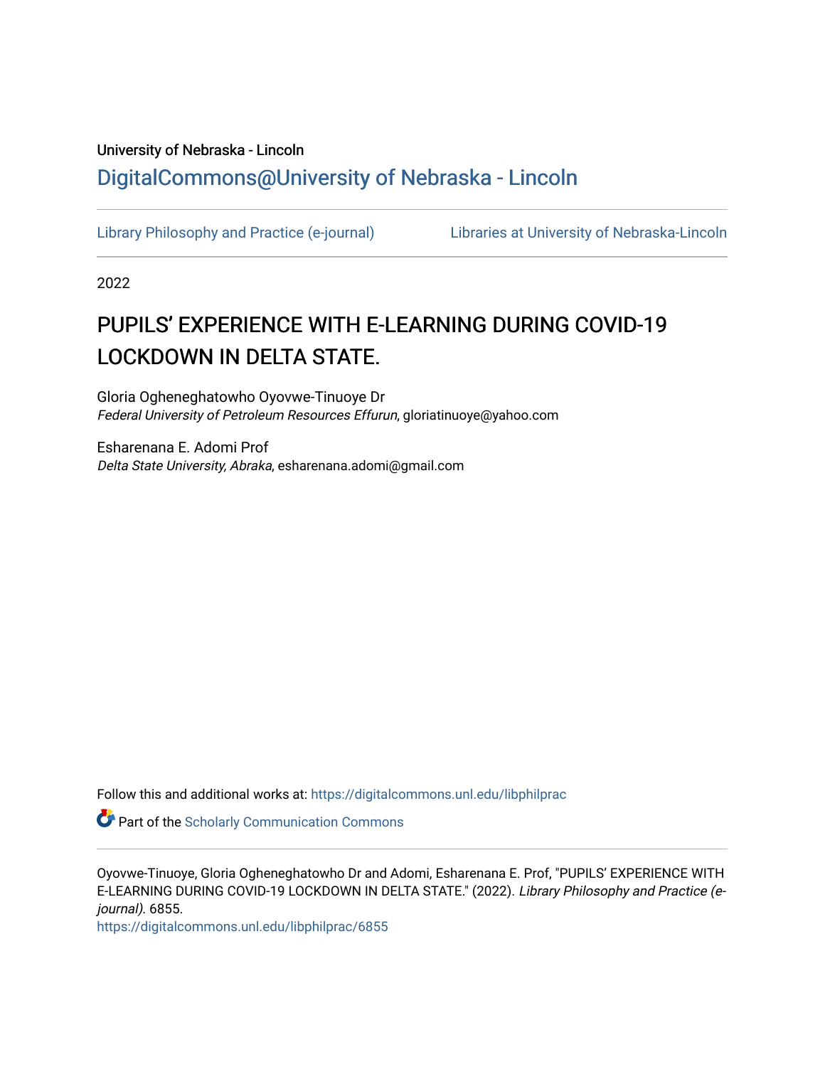University of Nebraska - Lincoln

## DigitalCommons@University of Nebraska - Lincoln

Library Philosophy and Practice (e-journal) | Libraries at University of Nebraska-Lincoln

2022

# PUPILS’ EXPERIENCE WITH E-LEARNING DURING COVID-19 LOCKDOWN IN DELTA STATE.

Gloria Ogheneghatowho Oyovwe-Tinuoye Dr
*Federal University of Petroleum Resources Effurun*, gloriatinuoye@yahoo.com

Esharenana E. Adomi Prof
*Delta State University, Abraka*, esharenana.adomi@gmail.com

Follow this and additional works at: https://digitalcommons.unl.edu/libphilprac

Part of the Scholarly Communication Commons

Oyovwe-Tinuoye, Gloria Ogheneghatowho Dr and Adomi, Esharenana E. Prof, "PUPILS’ EXPERIENCE WITH E-LEARNING DURING COVID-19 LOCKDOWN IN DELTA STATE." (2022). *Library Philosophy and Practice (e-journal)*. 6855.
https://digitalcommons.unl.edu/libphilprac/6855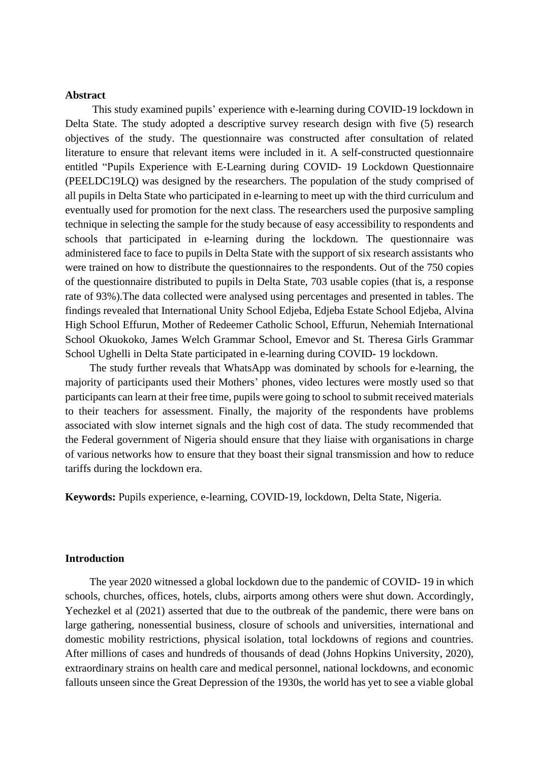**Abstract**

This study examined pupils' experience with e-learning during COVID-19 lockdown in Delta State. The study adopted a descriptive survey research design with five (5) research objectives of the study. The questionnaire was constructed after consultation of related literature to ensure that relevant items were included in it. A self-constructed questionnaire entitled "Pupils Experience with E-Learning during COVID- 19 Lockdown Questionnaire (PEELDC19LQ) was designed by the researchers. The population of the study comprised of all pupils in Delta State who participated in e-learning to meet up with the third curriculum and eventually used for promotion for the next class. The researchers used the purposive sampling technique in selecting the sample for the study because of easy accessibility to respondents and schools that participated in e-learning during the lockdown. The questionnaire was administered face to face to pupils in Delta State with the support of six research assistants who were trained on how to distribute the questionnaires to the respondents. Out of the 750 copies of the questionnaire distributed to pupils in Delta State, 703 usable copies (that is, a response rate of 93%).The data collected were analysed using percentages and presented in tables. The findings revealed that International Unity School Edjeba, Edjeba Estate School Edjeba, Alvina High School Effurun, Mother of Redeemer Catholic School, Effurun, Nehemiah International School Okuokoko, James Welch Grammar School, Emevor and St. Theresa Girls Grammar School Ughelli in Delta State participated in e-learning during COVID- 19 lockdown.

The study further reveals that WhatsApp was dominated by schools for e-learning, the majority of participants used their Mothers' phones, video lectures were mostly used so that participants can learn at their free time, pupils were going to school to submit received materials to their teachers for assessment. Finally, the majority of the respondents have problems associated with slow internet signals and the high cost of data. The study recommended that the Federal government of Nigeria should ensure that they liaise with organisations in charge of various networks how to ensure that they boast their signal transmission and how to reduce tariffs during the lockdown era.

**Keywords:** Pupils experience, e-learning, COVID-19, lockdown, Delta State, Nigeria.

**Introduction**

The year 2020 witnessed a global lockdown due to the pandemic of COVID- 19 in which schools, churches, offices, hotels, clubs, airports among others were shut down. Accordingly, Yechezkel et al (2021) asserted that due to the outbreak of the pandemic, there were bans on large gathering, nonessential business, closure of schools and universities, international and domestic mobility restrictions, physical isolation, total lockdowns of regions and countries. After millions of cases and hundreds of thousands of dead (Johns Hopkins University, 2020), extraordinary strains on health care and medical personnel, national lockdowns, and economic fallouts unseen since the Great Depression of the 1930s, the world has yet to see a viable global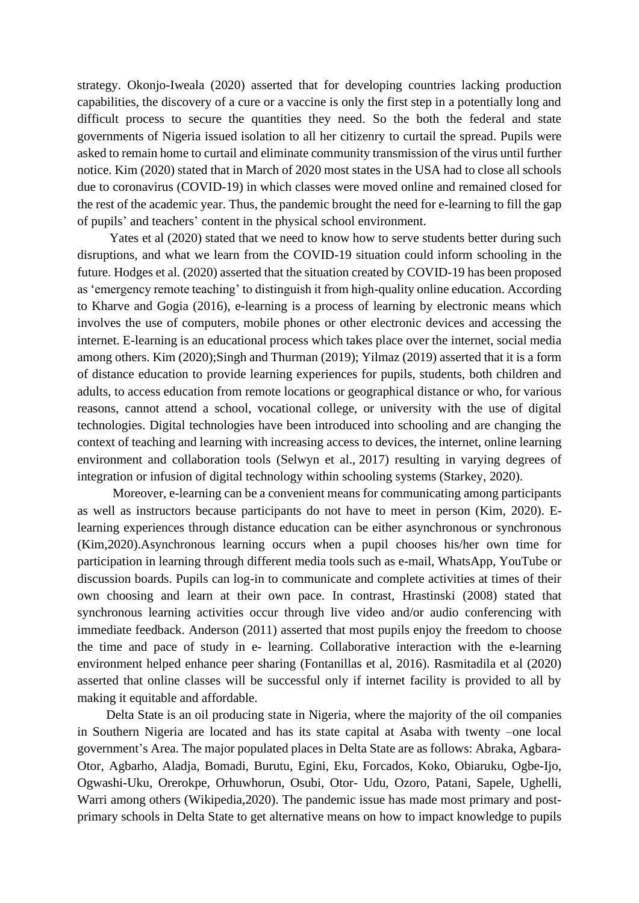strategy. Okonjo-Iweala (2020) asserted that for developing countries lacking production capabilities, the discovery of a cure or a vaccine is only the first step in a potentially long and difficult process to secure the quantities they need. So the both the federal and state governments of Nigeria issued isolation to all her citizenry to curtail the spread. Pupils were asked to remain home to curtail and eliminate community transmission of the virus until further notice. Kim (2020) stated that in March of 2020 most states in the USA had to close all schools due to coronavirus (COVID-19) in which classes were moved online and remained closed for the rest of the academic year. Thus, the pandemic brought the need for e-learning to fill the gap of pupils' and teachers' content in the physical school environment.

Yates et al (2020) stated that we need to know how to serve students better during such disruptions, and what we learn from the COVID-19 situation could inform schooling in the future. Hodges et al. (2020) asserted that the situation created by COVID-19 has been proposed as 'emergency remote teaching' to distinguish it from high-quality online education. According to Kharve and Gogia (2016), e-learning is a process of learning by electronic means which involves the use of computers, mobile phones or other electronic devices and accessing the internet. E-learning is an educational process which takes place over the internet, social media among others. Kim (2020);Singh and Thurman (2019); Yilmaz (2019) asserted that it is a form of distance education to provide learning experiences for pupils, students, both children and adults, to access education from remote locations or geographical distance or who, for various reasons, cannot attend a school, vocational college, or university with the use of digital technologies. Digital technologies have been introduced into schooling and are changing the context of teaching and learning with increasing access to devices, the internet, online learning environment and collaboration tools (Selwyn et al., 2017) resulting in varying degrees of integration or infusion of digital technology within schooling systems (Starkey, 2020).

Moreover, e-learning can be a convenient means for communicating among participants as well as instructors because participants do not have to meet in person (Kim, 2020). E-learning experiences through distance education can be either asynchronous or synchronous (Kim,2020).Asynchronous learning occurs when a pupil chooses his/her own time for participation in learning through different media tools such as e-mail, WhatsApp, YouTube or discussion boards. Pupils can log-in to communicate and complete activities at times of their own choosing and learn at their own pace. In contrast, Hrastinski (2008) stated that synchronous learning activities occur through live video and/or audio conferencing with immediate feedback. Anderson (2011) asserted that most pupils enjoy the freedom to choose the time and pace of study in e- learning. Collaborative interaction with the e-learning environment helped enhance peer sharing (Fontanillas et al, 2016). Rasmitadila et al (2020) asserted that online classes will be successful only if internet facility is provided to all by making it equitable and affordable.

Delta State is an oil producing state in Nigeria, where the majority of the oil companies in Southern Nigeria are located and has its state capital at Asaba with twenty –one local government's Area. The major populated places in Delta State are as follows: Abraka, Agbara-Otor, Agbarho, Aladja, Bomadi, Burutu, Egini, Eku, Forcados, Koko, Obiaruku, Ogbe-Ijo, Ogwashi-Uku, Orerokpe, Orhuwhorun, Osubi, Otor- Udu, Ozoro, Patani, Sapele, Ughelli, Warri among others (Wikipedia,2020). The pandemic issue has made most primary and post-primary schools in Delta State to get alternative means on how to impact knowledge to pupils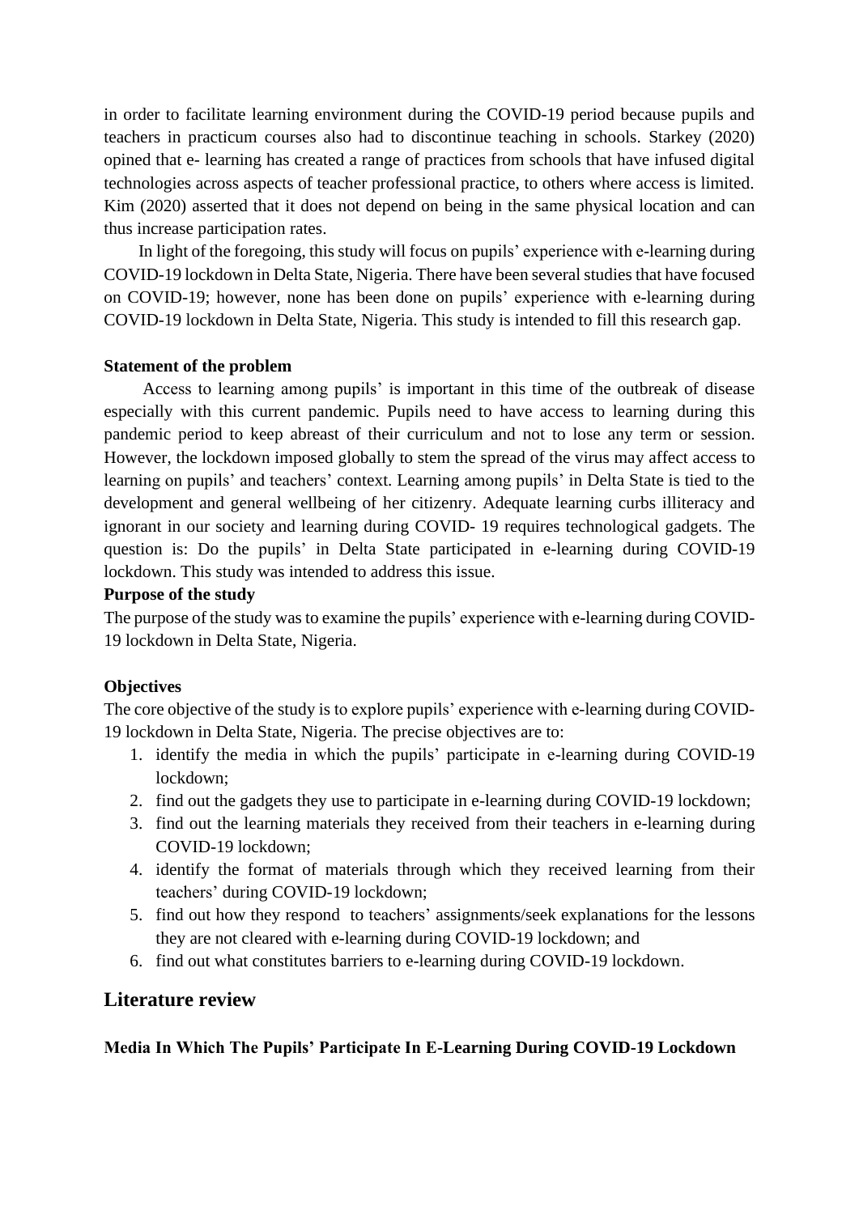in order to facilitate learning environment during the COVID-19 period because pupils and teachers in practicum courses also had to discontinue teaching in schools. Starkey (2020) opined that e- learning has created a range of practices from schools that have infused digital technologies across aspects of teacher professional practice, to others where access is limited. Kim (2020) asserted that it does not depend on being in the same physical location and can thus increase participation rates.

In light of the foregoing, this study will focus on pupils' experience with e-learning during COVID-19 lockdown in Delta State, Nigeria. There have been several studies that have focused on COVID-19; however, none has been done on pupils' experience with e-learning during COVID-19 lockdown in Delta State, Nigeria. This study is intended to fill this research gap.

**Statement of the problem**

Access to learning among pupils' is important in this time of the outbreak of disease especially with this current pandemic. Pupils need to have access to learning during this pandemic period to keep abreast of their curriculum and not to lose any term or session. However, the lockdown imposed globally to stem the spread of the virus may affect access to learning on pupils' and teachers' context. Learning among pupils' in Delta State is tied to the development and general wellbeing of her citizenry. Adequate learning curbs illiteracy and ignorant in our society and learning during COVID- 19 requires technological gadgets. The question is: Do the pupils' in Delta State participated in e-learning during COVID-19 lockdown. This study was intended to address this issue.

**Purpose of the study**

The purpose of the study was to examine the pupils' experience with e-learning during COVID-19 lockdown in Delta State, Nigeria.

**Objectives**

The core objective of the study is to explore pupils' experience with e-learning during COVID-19 lockdown in Delta State, Nigeria. The precise objectives are to:

1. identify the media in which the pupils' participate in e-learning during COVID-19 lockdown;
2. find out the gadgets they use to participate in e-learning during COVID-19 lockdown;
3. find out the learning materials they received from their teachers in e-learning during COVID-19 lockdown;
4. identify the format of materials through which they received learning from their teachers' during COVID-19 lockdown;
5. find out how they respond to teachers' assignments/seek explanations for the lessons they are not cleared with e-learning during COVID-19 lockdown; and
6. find out what constitutes barriers to e-learning during COVID-19 lockdown.

## Literature review

**Media In Which The Pupils' Participate In E-Learning During COVID-19 Lockdown**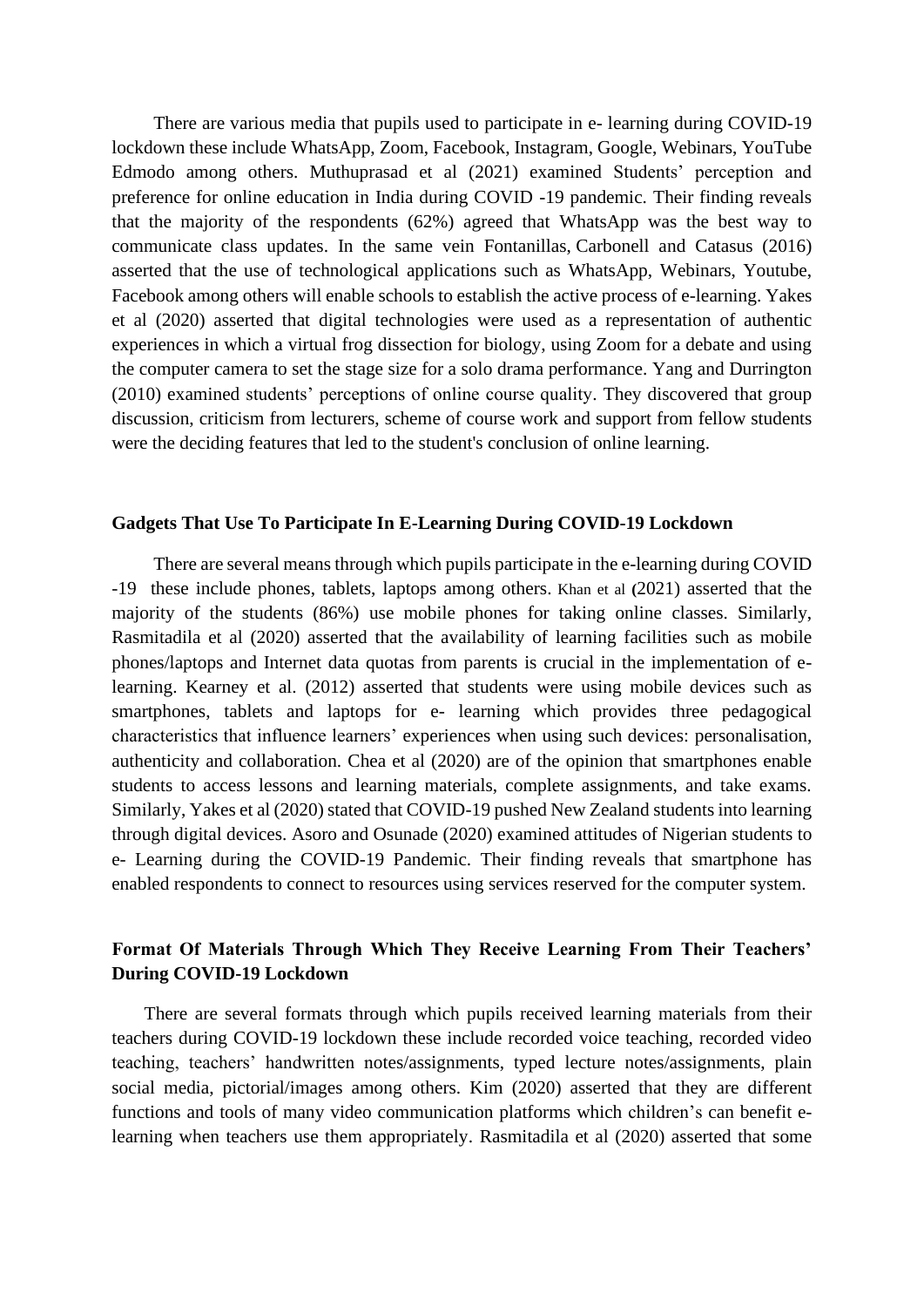There are various media that pupils used to participate in e- learning during COVID-19 lockdown these include WhatsApp, Zoom, Facebook, Instagram, Google, Webinars, YouTube Edmodo among others. Muthuprasad et al (2021) examined Students' perception and preference for online education in India during COVID -19 pandemic. Their finding reveals that the majority of the respondents (62%) agreed that WhatsApp was the best way to communicate class updates. In the same vein Fontanillas, Carbonell and Catasus (2016) asserted that the use of technological applications such as WhatsApp, Webinars, Youtube, Facebook among others will enable schools to establish the active process of e-learning. Yakes et al (2020) asserted that digital technologies were used as a representation of authentic experiences in which a virtual frog dissection for biology, using Zoom for a debate and using the computer camera to set the stage size for a solo drama performance. Yang and Durrington (2010) examined students' perceptions of online course quality. They discovered that group discussion, criticism from lecturers, scheme of course work and support from fellow students were the deciding features that led to the student's conclusion of online learning.

### Gadgets That Use To Participate In E-Learning During COVID-19 Lockdown

There are several means through which pupils participate in the e-learning during COVID -19 these include phones, tablets, laptops among others. Khan et al (2021) asserted that the majority of the students (86%) use mobile phones for taking online classes. Similarly, Rasmitadila et al (2020) asserted that the availability of learning facilities such as mobile phones/laptops and Internet data quotas from parents is crucial in the implementation of e-learning. Kearney et al. (2012) asserted that students were using mobile devices such as smartphones, tablets and laptops for e- learning which provides three pedagogical characteristics that influence learners' experiences when using such devices: personalisation, authenticity and collaboration. Chea et al (2020) are of the opinion that smartphones enable students to access lessons and learning materials, complete assignments, and take exams. Similarly, Yakes et al (2020) stated that COVID-19 pushed New Zealand students into learning through digital devices. Asoro and Osunade (2020) examined attitudes of Nigerian students to e- Learning during the COVID-19 Pandemic. Their finding reveals that smartphone has enabled respondents to connect to resources using services reserved for the computer system.

### Format Of Materials Through Which They Receive Learning From Their Teachers' During COVID-19 Lockdown

There are several formats through which pupils received learning materials from their teachers during COVID-19 lockdown these include recorded voice teaching, recorded video teaching, teachers' handwritten notes/assignments, typed lecture notes/assignments, plain social media, pictorial/images among others. Kim (2020) asserted that they are different functions and tools of many video communication platforms which children's can benefit e-learning when teachers use them appropriately. Rasmitadila et al (2020) asserted that some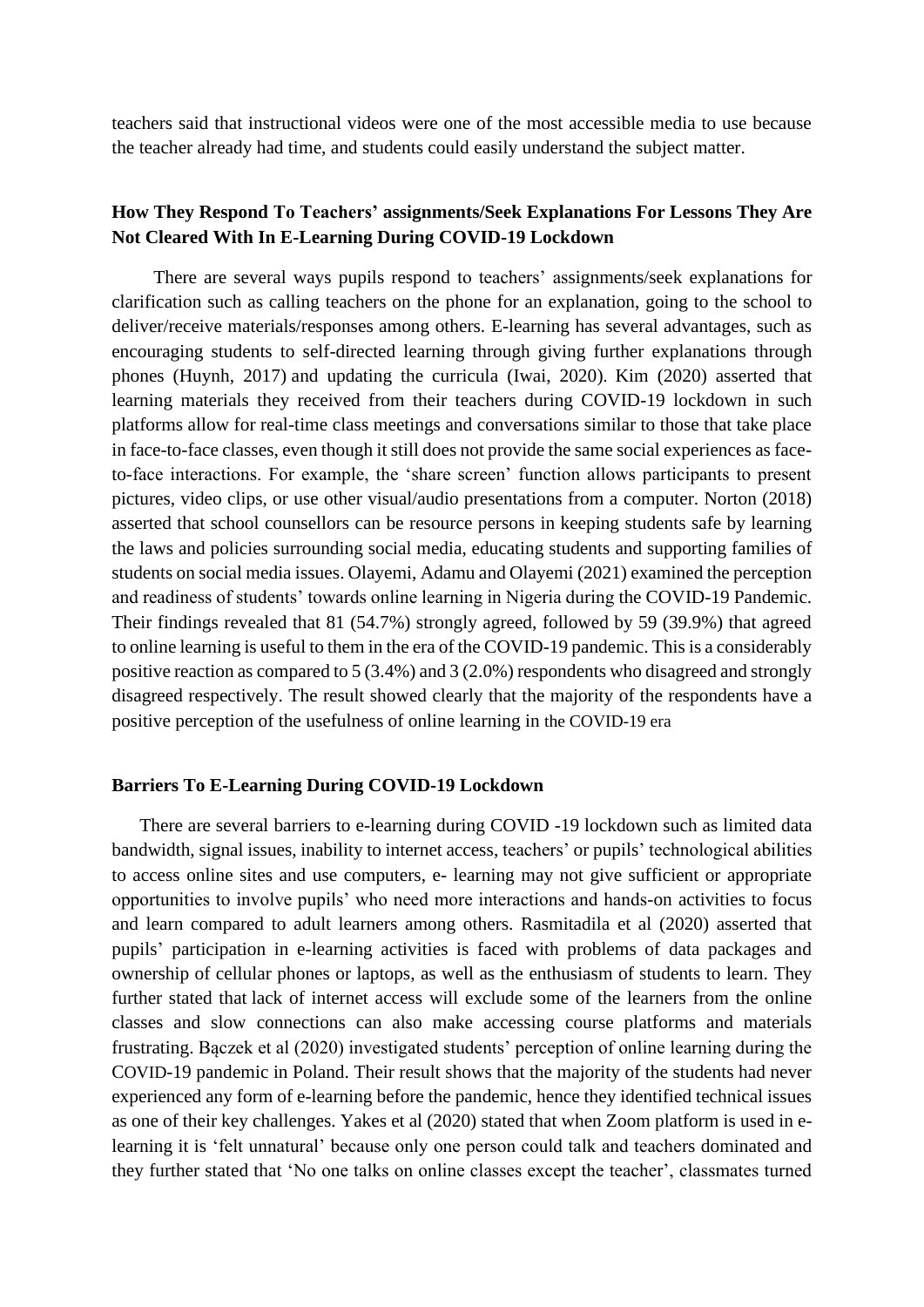teachers said that instructional videos were one of the most accessible media to use because the teacher already had time, and students could easily understand the subject matter.

### How They Respond To Teachers' assignments/Seek Explanations For Lessons They Are Not Cleared With In E-Learning During COVID-19 Lockdown

There are several ways pupils respond to teachers' assignments/seek explanations for clarification such as calling teachers on the phone for an explanation, going to the school to deliver/receive materials/responses among others. E-learning has several advantages, such as encouraging students to self-directed learning through giving further explanations through phones (Huynh, 2017) and updating the curricula (Iwai, 2020). Kim (2020) asserted that learning materials they received from their teachers during COVID-19 lockdown in such platforms allow for real-time class meetings and conversations similar to those that take place in face-to-face classes, even though it still does not provide the same social experiences as face-to-face interactions. For example, the 'share screen' function allows participants to present pictures, video clips, or use other visual/audio presentations from a computer. Norton (2018) asserted that school counsellors can be resource persons in keeping students safe by learning the laws and policies surrounding social media, educating students and supporting families of students on social media issues. Olayemi, Adamu and Olayemi (2021) examined the perception and readiness of students' towards online learning in Nigeria during the COVID-19 Pandemic. Their findings revealed that 81 (54.7%) strongly agreed, followed by 59 (39.9%) that agreed to online learning is useful to them in the era of the COVID-19 pandemic. This is a considerably positive reaction as compared to 5 (3.4%) and 3 (2.0%) respondents who disagreed and strongly disagreed respectively. The result showed clearly that the majority of the respondents have a positive perception of the usefulness of online learning in the COVID-19 era

### Barriers To E-Learning During COVID-19 Lockdown

There are several barriers to e-learning during COVID -19 lockdown such as limited data bandwidth, signal issues, inability to internet access, teachers' or pupils' technological abilities to access online sites and use computers, e- learning may not give sufficient or appropriate opportunities to involve pupils' who need more interactions and hands-on activities to focus and learn compared to adult learners among others. Rasmitadila et al (2020) asserted that pupils' participation in e-learning activities is faced with problems of data packages and ownership of cellular phones or laptops, as well as the enthusiasm of students to learn. They further stated that lack of internet access will exclude some of the learners from the online classes and slow connections can also make accessing course platforms and materials frustrating. Bączek et al (2020) investigated students' perception of online learning during the COVID-19 pandemic in Poland. Their result shows that the majority of the students had never experienced any form of e-learning before the pandemic, hence they identified technical issues as one of their key challenges. Yakes et al (2020) stated that when Zoom platform is used in e-learning it is 'felt unnatural' because only one person could talk and teachers dominated and they further stated that 'No one talks on online classes except the teacher', classmates turned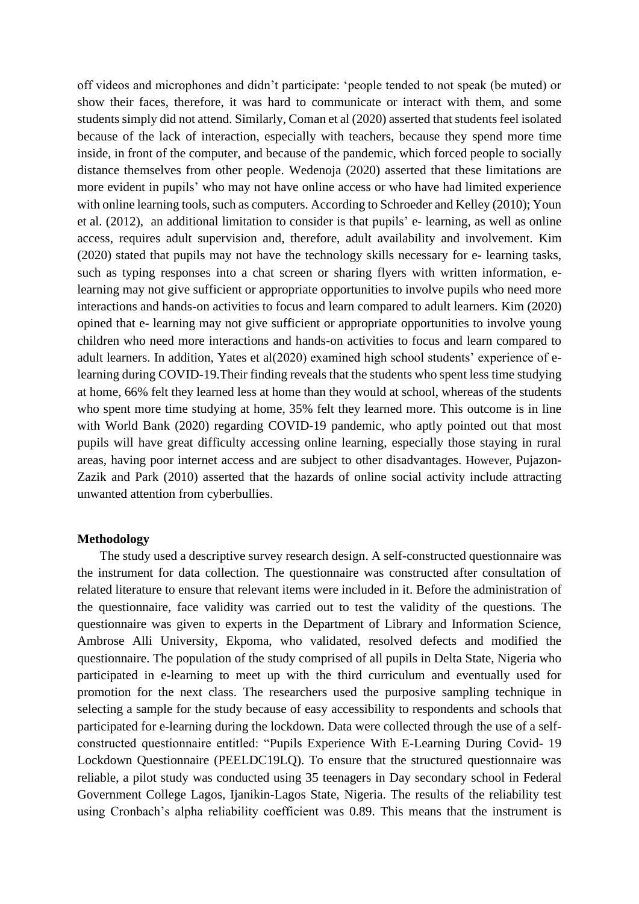off videos and microphones and didn't participate: 'people tended to not speak (be muted) or show their faces, therefore, it was hard to communicate or interact with them, and some students simply did not attend. Similarly, Coman et al (2020) asserted that students feel isolated because of the lack of interaction, especially with teachers, because they spend more time inside, in front of the computer, and because of the pandemic, which forced people to socially distance themselves from other people. Wedenoja (2020) asserted that these limitations are more evident in pupils' who may not have online access or who have had limited experience with online learning tools, such as computers. According to Schroeder and Kelley (2010); Youn et al. (2012), an additional limitation to consider is that pupils' e- learning, as well as online access, requires adult supervision and, therefore, adult availability and involvement. Kim (2020) stated that pupils may not have the technology skills necessary for e- learning tasks, such as typing responses into a chat screen or sharing flyers with written information, e-learning may not give sufficient or appropriate opportunities to involve pupils who need more interactions and hands-on activities to focus and learn compared to adult learners. Kim (2020) opined that e- learning may not give sufficient or appropriate opportunities to involve young children who need more interactions and hands-on activities to focus and learn compared to adult learners. In addition, Yates et al(2020) examined high school students' experience of e-learning during COVID-19.Their finding reveals that the students who spent less time studying at home, 66% felt they learned less at home than they would at school, whereas of the students who spent more time studying at home, 35% felt they learned more. This outcome is in line with World Bank (2020) regarding COVID-19 pandemic, who aptly pointed out that most pupils will have great difficulty accessing online learning, especially those staying in rural areas, having poor internet access and are subject to other disadvantages. However, Pujazon-Zazik and Park (2010) asserted that the hazards of online social activity include attracting unwanted attention from cyberbullies.

## Methodology

The study used a descriptive survey research design. A self-constructed questionnaire was the instrument for data collection. The questionnaire was constructed after consultation of related literature to ensure that relevant items were included in it. Before the administration of the questionnaire, face validity was carried out to test the validity of the questions. The questionnaire was given to experts in the Department of Library and Information Science, Ambrose Alli University, Ekpoma, who validated, resolved defects and modified the questionnaire. The population of the study comprised of all pupils in Delta State, Nigeria who participated in e-learning to meet up with the third curriculum and eventually used for promotion for the next class. The researchers used the purposive sampling technique in selecting a sample for the study because of easy accessibility to respondents and schools that participated for e-learning during the lockdown. Data were collected through the use of a self-constructed questionnaire entitled: "Pupils Experience With E-Learning During Covid- 19 Lockdown Questionnaire (PEELDC19LQ). To ensure that the structured questionnaire was reliable, a pilot study was conducted using 35 teenagers in Day secondary school in Federal Government College Lagos, Ijanikin-Lagos State, Nigeria. The results of the reliability test using Cronbach's alpha reliability coefficient was 0.89. This means that the instrument is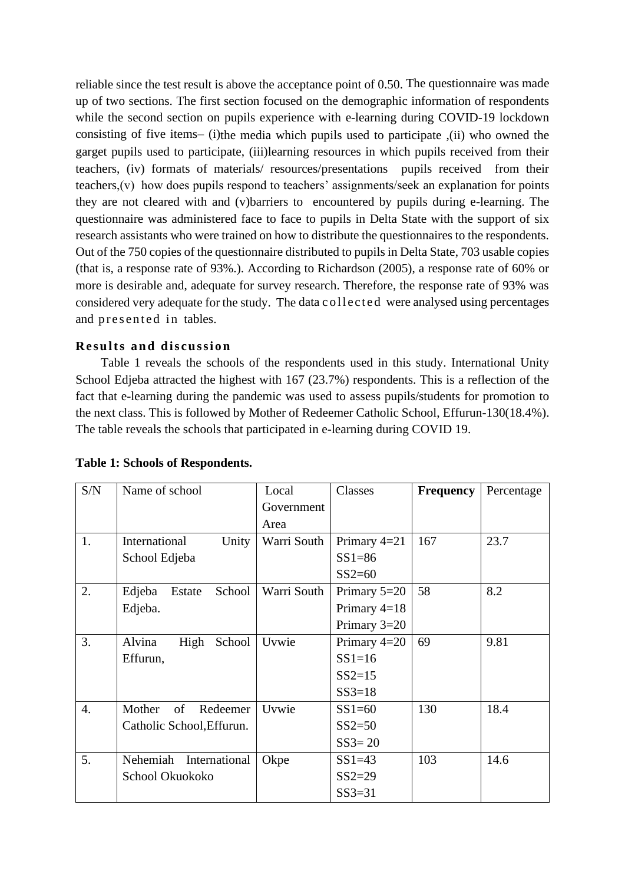reliable since the test result is above the acceptance point of 0.50. The questionnaire was made up of two sections. The first section focused on the demographic information of respondents while the second section on pupils experience with e-learning during COVID-19 lockdown consisting of five items– (i)the media which pupils used to participate ,(ii) who owned the garget pupils used to participate, (iii)learning resources in which pupils received from their teachers, (iv) formats of materials/ resources/presentations pupils received from their teachers,(v) how does pupils respond to teachers' assignments/seek an explanation for points they are not cleared with and (v)barriers to encountered by pupils during e-learning. The questionnaire was administered face to face to pupils in Delta State with the support of six research assistants who were trained on how to distribute the questionnaires to the respondents. Out of the 750 copies of the questionnaire distributed to pupils in Delta State, 703 usable copies (that is, a response rate of 93%.). According to Richardson (2005), a response rate of 60% or more is desirable and, adequate for survey research. Therefore, the response rate of 93% was considered very adequate for the study. The data collected were analysed using percentages and presented in tables.

## Results and discussion

Table 1 reveals the schools of the respondents used in this study. International Unity School Edjeba attracted the highest with 167 (23.7%) respondents. This is a reflection of the fact that e-learning during the pandemic was used to assess pupils/students for promotion to the next class. This is followed by Mother of Redeemer Catholic School, Effurun-130(18.4%). The table reveals the schools that participated in e-learning during COVID 19.

**Table 1: Schools of Respondents.**

| S/N | Name of school | Local Government Area | Classes | **Frequency** | Percentage |
|---|---|---|---|---|---|
| 1. | International Unity School Edjeba | Warri South | Primary 4=21<br>SS1=86<br>SS2=60 | 167 | 23.7 |
| 2. | Edjeba Estate School Edjeba. | Warri South | Primary 5=20<br>Primary 4=18<br>Primary 3=20 | 58 | 8.2 |
| 3. | Alvina High School Effurun, | Uvwie | Primary 4=20<br>SS1=16<br>SS2=15<br>SS3=18 | 69 | 9.81 |
| 4. | Mother of Redeemer Catholic School,Effurun. | Uvwie | SS1=60<br>SS2=50<br>SS3= 20 | 130 | 18.4 |
| 5. | Nehemiah International School Okuokoko | Okpe | SS1=43<br>SS2=29<br>SS3=31 | 103 | 14.6 |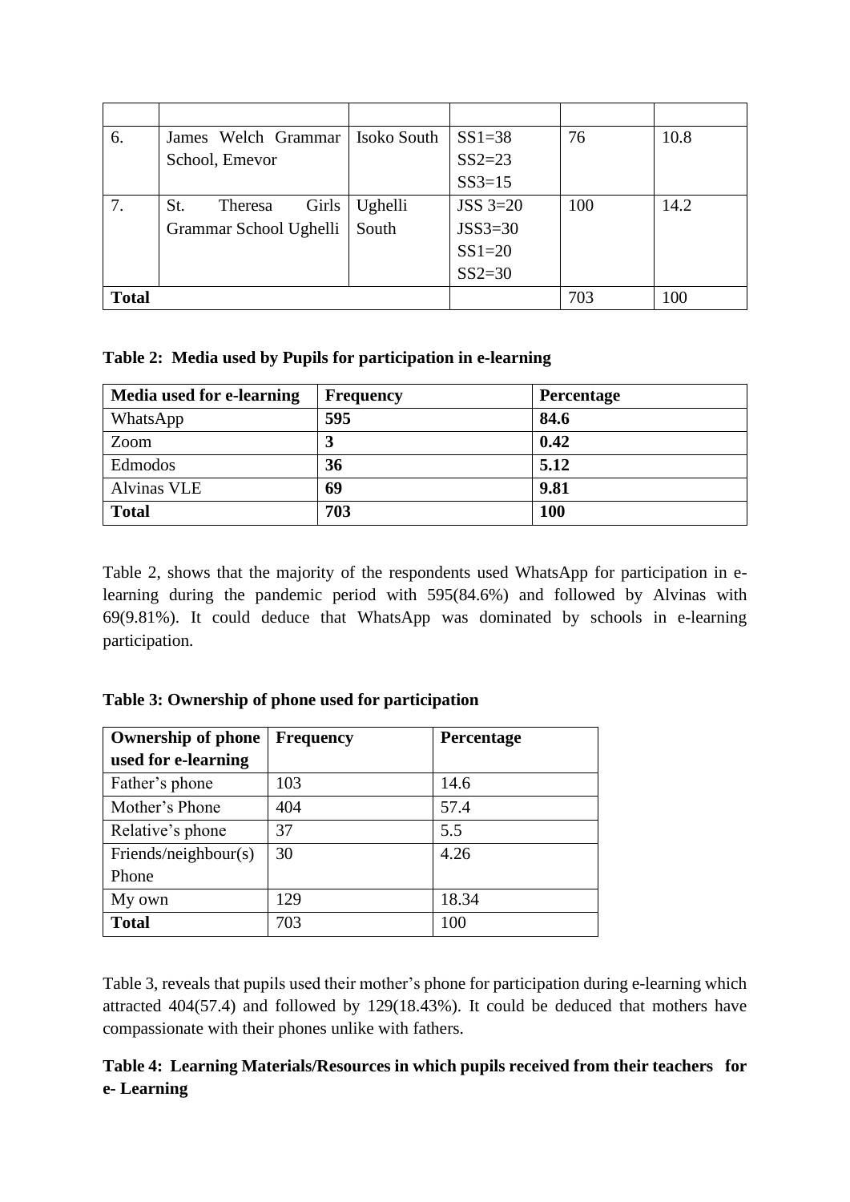|  |  |  |  |  |  |
| --- | --- | --- | --- | --- | --- |
| 6. | James Welch Grammar School, Emevor | Isoko South | SS1=38<br>SS2=23<br>SS3=15 | 76 | 10.8 |
| 7. | St. Theresa Girls Grammar School Ughelli | Ughelli South | JSS 3=20<br>JSS3=30<br>SS1=20<br>SS2=30 | 100 | 14.2 |
| **Total** |  |  |  | 703 | 100 |

**Table 2: Media used by Pupils for participation in e-learning**

| **Media used for e-learning** | **Frequency** | **Percentage** |
| --- | --- | --- |
| WhatsApp | **595** | **84.6** |
| Zoom | **3** | **0.42** |
| Edmodos | **36** | **5.12** |
| Alvinas VLE | **69** | **9.81** |
| **Total** | **703** | **100** |

Table 2, shows that the majority of the respondents used WhatsApp for participation in e-learning during the pandemic period with 595(84.6%) and followed by Alvinas with 69(9.81%). It could deduce that WhatsApp was dominated by schools in e-learning participation.

**Table 3: Ownership of phone used for participation**

| **Ownership of phone used for e-learning** | **Frequency** | **Percentage** |
| --- | --- | --- |
| Father's phone | 103 | 14.6 |
| Mother's Phone | 404 | 57.4 |
| Relative's phone | 37 | 5.5 |
| Friends/neighbour(s) Phone | 30 | 4.26 |
| My own | 129 | 18.34 |
| **Total** | 703 | 100 |

Table 3, reveals that pupils used their mother's phone for participation during e-learning which attracted 404(57.4) and followed by 129(18.43%). It could be deduced that mothers have compassionate with their phones unlike with fathers.

**Table 4: Learning Materials/Resources in which pupils received from their teachers for e- Learning**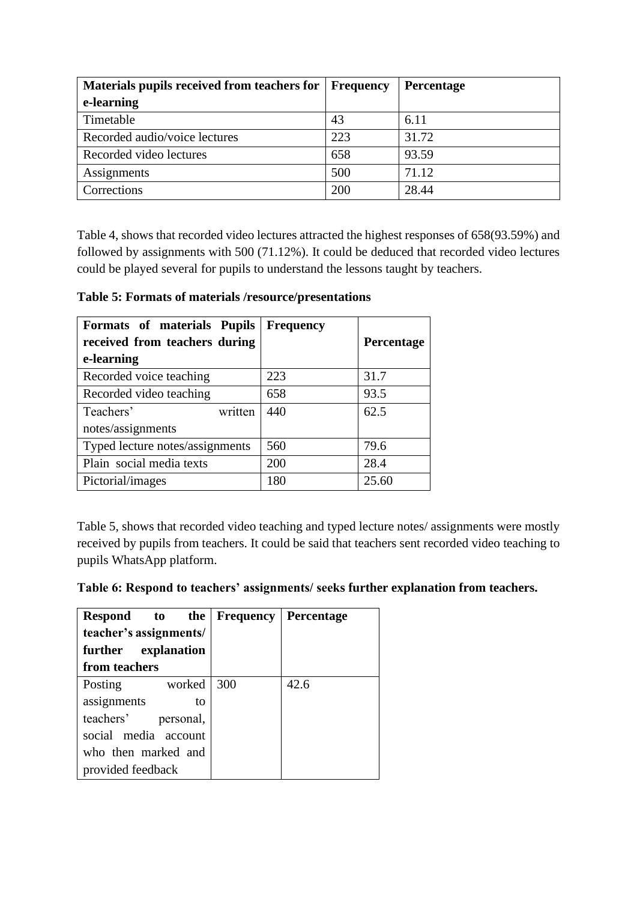| Materials pupils received from teachers for e-learning | Frequency | Percentage |
| --- | --- | --- |
| Timetable | 43 | 6.11 |
| Recorded audio/voice lectures | 223 | 31.72 |
| Recorded video lectures | 658 | 93.59 |
| Assignments | 500 | 71.12 |
| Corrections | 200 | 28.44 |

Table 4, shows that recorded video lectures attracted the highest responses of 658(93.59%) and followed by assignments with 500 (71.12%). It could be deduced that recorded video lectures could be played several for pupils to understand the lessons taught by teachers.

**Table 5: Formats of materials /resource/presentations**

| Formats of materials Pupils received from teachers during e-learning | Frequency | Percentage |
| --- | --- | --- |
| Recorded voice teaching | 223 | 31.7 |
| Recorded video teaching | 658 | 93.5 |
| Teachers' written notes/assignments | 440 | 62.5 |
| Typed lecture notes/assignments | 560 | 79.6 |
| Plain social media texts | 200 | 28.4 |
| Pictorial/images | 180 | 25.60 |

Table 5, shows that recorded video teaching and typed lecture notes/ assignments were mostly received by pupils from teachers. It could be said that teachers sent recorded video teaching to pupils WhatsApp platform.

**Table 6: Respond to teachers' assignments/ seeks further explanation from teachers.**

| Respond to the teacher's assignments/ further explanation from teachers | Frequency | Percentage |
| --- | --- | --- |
| Posting worked assignments to teachers' personal, social media account who then marked and provided feedback | 300 | 42.6 |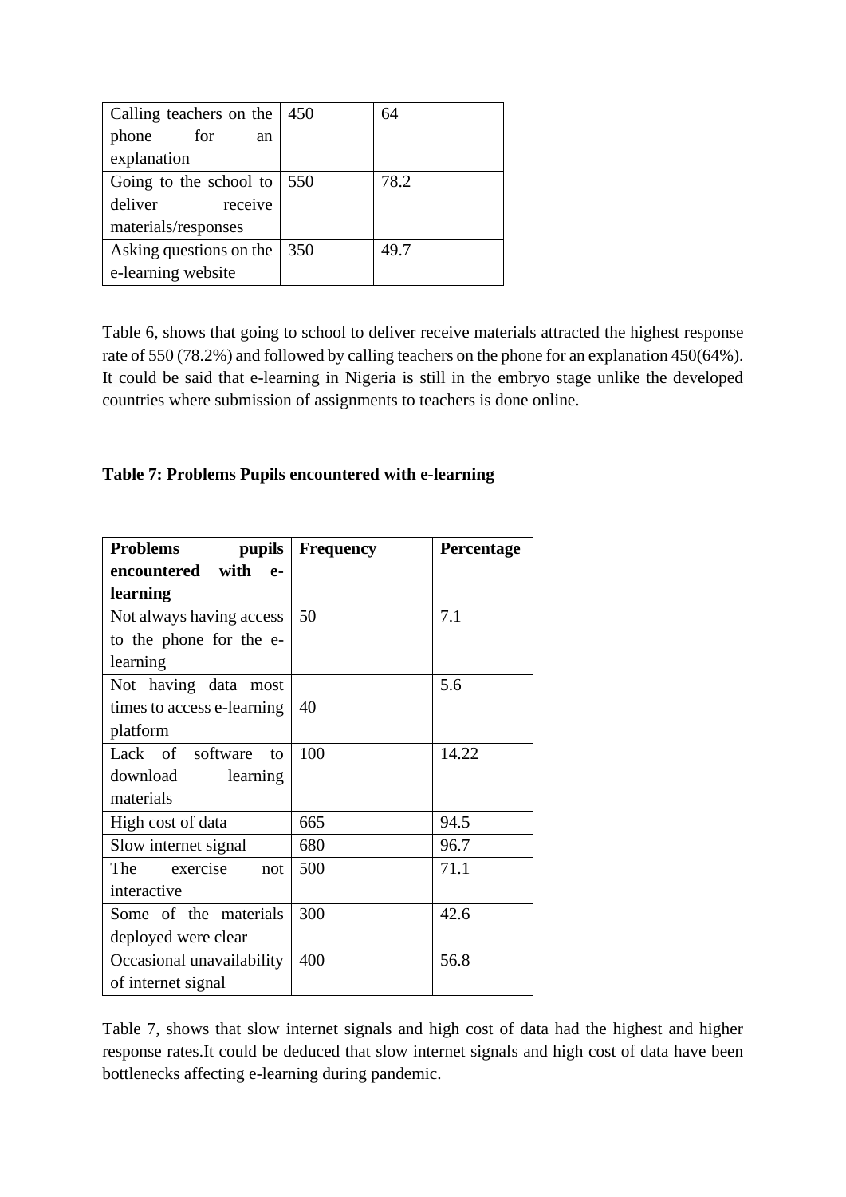| | | |
|---|---|---|
| Calling teachers on the phone for an explanation | 450 | 64 |
| Going to the school to deliver receive materials/responses | 550 | 78.2 |
| Asking questions on the e-learning website | 350 | 49.7 |

Table 6, shows that going to school to deliver receive materials attracted the highest response rate of 550 (78.2%) and followed by calling teachers on the phone for an explanation 450(64%). It could be said that e-learning in Nigeria is still in the embryo stage unlike the developed countries where submission of assignments to teachers is done online.

**Table 7: Problems Pupils encountered with e-learning**

| **Problems pupils encountered with e-learning** | **Frequency** | **Percentage** |
|---|---|---|
| Not always having access to the phone for the e-learning | 50 | 7.1 |
| Not having data most times to access e-learning platform | 40 | 5.6 |
| Lack of software to download learning materials | 100 | 14.22 |
| High cost of data | 665 | 94.5 |
| Slow internet signal | 680 | 96.7 |
| The exercise not interactive | 500 | 71.1 |
| Some of the materials deployed were clear | 300 | 42.6 |
| Occasional unavailability of internet signal | 400 | 56.8 |

Table 7, shows that slow internet signals and high cost of data had the highest and higher response rates.It could be deduced that slow internet signals and high cost of data have been bottlenecks affecting e-learning during pandemic.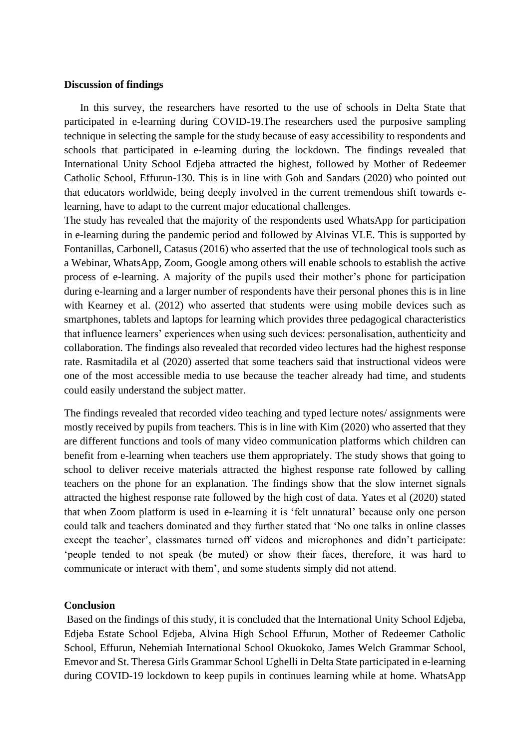**Discussion of findings**

In this survey, the researchers have resorted to the use of schools in Delta State that participated in e-learning during COVID-19.The researchers used the purposive sampling technique in selecting the sample for the study because of easy accessibility to respondents and schools that participated in e-learning during the lockdown. The findings revealed that International Unity School Edjeba attracted the highest, followed by Mother of Redeemer Catholic School, Effurun-130. This is in line with Goh and Sandars (2020) who pointed out that educators worldwide, being deeply involved in the current tremendous shift towards e-learning, have to adapt to the current major educational challenges.
The study has revealed that the majority of the respondents used WhatsApp for participation in e-learning during the pandemic period and followed by Alvinas VLE. This is supported by Fontanillas, Carbonell, Catasus (2016) who asserted that the use of technological tools such as a Webinar, WhatsApp, Zoom, Google among others will enable schools to establish the active process of e-learning. A majority of the pupils used their mother's phone for participation during e-learning and a larger number of respondents have their personal phones this is in line with Kearney et al. (2012) who asserted that students were using mobile devices such as smartphones, tablets and laptops for learning which provides three pedagogical characteristics that influence learners' experiences when using such devices: personalisation, authenticity and collaboration. The findings also revealed that recorded video lectures had the highest response rate. Rasmitadila et al (2020) asserted that some teachers said that instructional videos were one of the most accessible media to use because the teacher already had time, and students could easily understand the subject matter.

The findings revealed that recorded video teaching and typed lecture notes/ assignments were mostly received by pupils from teachers. This is in line with Kim (2020) who asserted that they are different functions and tools of many video communication platforms which children can benefit from e-learning when teachers use them appropriately. The study shows that going to school to deliver receive materials attracted the highest response rate followed by calling teachers on the phone for an explanation. The findings show that the slow internet signals attracted the highest response rate followed by the high cost of data. Yates et al (2020) stated that when Zoom platform is used in e-learning it is 'felt unnatural' because only one person could talk and teachers dominated and they further stated that 'No one talks in online classes except the teacher', classmates turned off videos and microphones and didn't participate: 'people tended to not speak (be muted) or show their faces, therefore, it was hard to communicate or interact with them', and some students simply did not attend.

**Conclusion**

Based on the findings of this study, it is concluded that the International Unity School Edjeba, Edjeba Estate School Edjeba, Alvina High School Effurun, Mother of Redeemer Catholic School, Effurun, Nehemiah International School Okuokoko, James Welch Grammar School, Emevor and St. Theresa Girls Grammar School Ughelli in Delta State participated in e-learning during COVID-19 lockdown to keep pupils in continues learning while at home. WhatsApp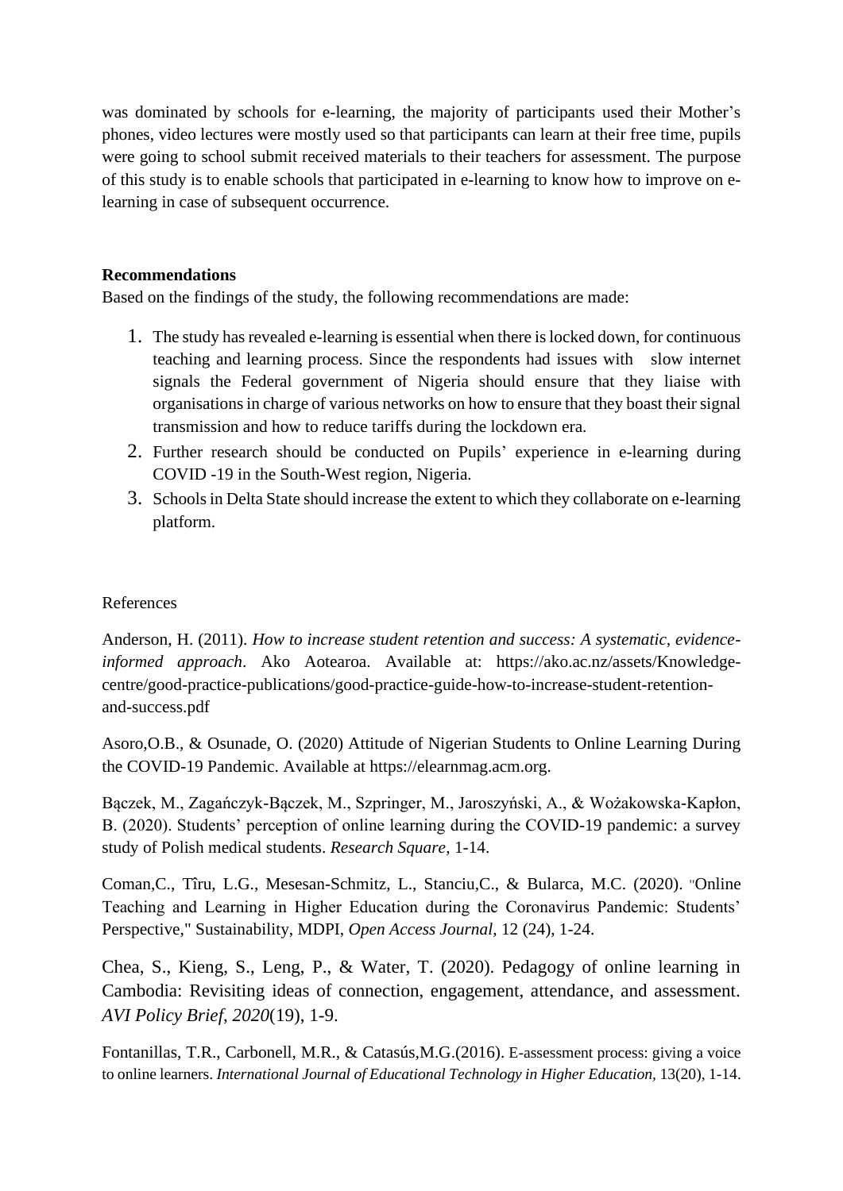was dominated by schools for e-learning, the majority of participants used their Mother's phones, video lectures were mostly used so that participants can learn at their free time, pupils were going to school submit received materials to their teachers for assessment. The purpose of this study is to enable schools that participated in e-learning to know how to improve on e-learning in case of subsequent occurrence.

**Recommendations**

Based on the findings of the study, the following recommendations are made:

1. The study has revealed e-learning is essential when there is locked down, for continuous teaching and learning process. Since the respondents had issues with slow internet signals the Federal government of Nigeria should ensure that they liaise with organisations in charge of various networks on how to ensure that they boast their signal transmission and how to reduce tariffs during the lockdown era.
2. Further research should be conducted on Pupils' experience in e-learning during COVID -19 in the South-West region, Nigeria.
3. Schools in Delta State should increase the extent to which they collaborate on e-learning platform.

References

Anderson, H. (2011). *How to increase student retention and success: A systematic, evidence-informed approach*. Ako Aotearoa. Available at: https://ako.ac.nz/assets/Knowledge-centre/good-practice-publications/good-practice-guide-how-to-increase-student-retention-and-success.pdf

Asoro,O.B., & Osunade, O. (2020) Attitude of Nigerian Students to Online Learning During the COVID-19 Pandemic. Available at https://elearnmag.acm.org.

Bączek, M., Zagańczyk-Bączek, M., Szpringer, M., Jaroszyński, A., & Wożakowska-Kapłon, B. (2020). Students' perception of online learning during the COVID-19 pandemic: a survey study of Polish medical students. *Research Square,* 1-14.

Coman,C., Tîru, L.G., Mesesan-Schmitz, L., Stanciu,C., & Bularca, M.C. (2020). "Online Teaching and Learning in Higher Education during the Coronavirus Pandemic: Students' Perspective," Sustainability, MDPI, *Open Access Journal,* 12 (24), 1-24.

Chea, S., Kieng, S., Leng, P., & Water, T. (2020). Pedagogy of online learning in Cambodia: Revisiting ideas of connection, engagement, attendance, and assessment. *AVI Policy Brief, 2020*(19), 1-9.

Fontanillas, T.R., Carbonell, M.R., & Catasús,M.G.(2016). E-assessment process: giving a voice to online learners. *International Journal of Educational Technology in Higher Education,* 13(20), 1-14.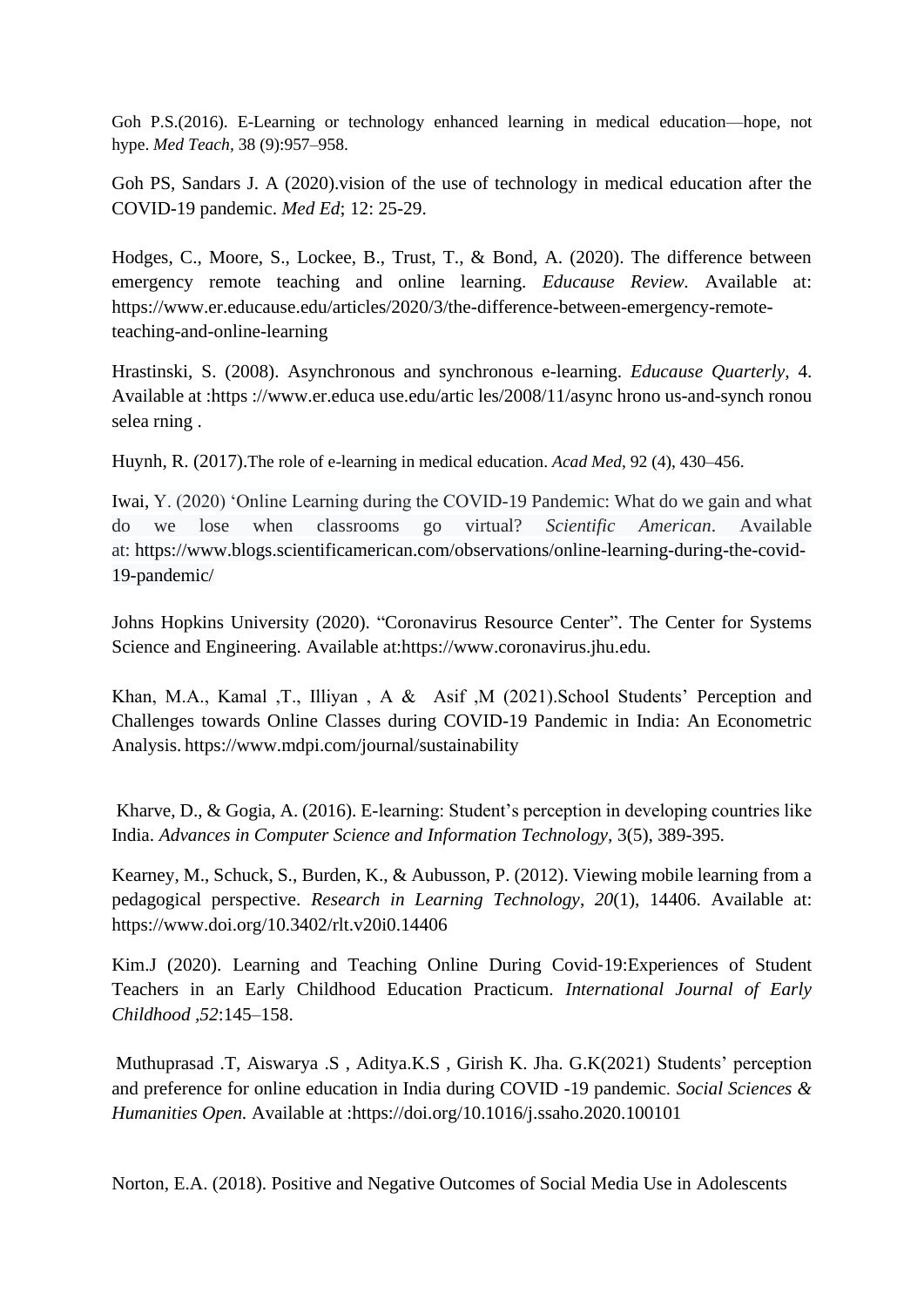Goh P.S.(2016). E-Learning or technology enhanced learning in medical education—hope, not hype. *Med Teach,* 38 (9):957–958.

Goh PS, Sandars J. A (2020).vision of the use of technology in medical education after the COVID-19 pandemic. *Med Ed*; 12: 25-29.

Hodges, C., Moore, S., Lockee, B., Trust, T., & Bond, A. (2020). The difference between emergency remote teaching and online learning. *Educause Review.* Available at: https://www.er.educause.edu/articles/2020/3/the-difference-between-emergency-remote-teaching-and-online-learning

Hrastinski, S. (2008). Asynchronous and synchronous e-learning. *Educause Quarterly,* 4. Available at :https ://www.er.educa use.edu/artic les/2008/11/async hrono us-and-synch ronou selea rning .

Huynh, R. (2017).The role of e-learning in medical education. *Acad Med*, 92 (4), 430–456.

Iwai, Y. (2020) 'Online Learning during the COVID-19 Pandemic: What do we gain and what do we lose when classrooms go virtual? *Scientific American*. Available at: https://www.blogs.scientificamerican.com/observations/online-learning-during-the-covid-19-pandemic/

Johns Hopkins University (2020). "Coronavirus Resource Center". The Center for Systems Science and Engineering. Available at:https://www.coronavirus.jhu.edu.

Khan, M.A., Kamal ,T., Illiyan , A & Asif ,M (2021).School Students' Perception and Challenges towards Online Classes during COVID-19 Pandemic in India: An Econometric Analysis. https://www.mdpi.com/journal/sustainability

Kharve, D., & Gogia, A. (2016). E-learning: Student's perception in developing countries like India. *Advances in Computer Science and Information Technology,* 3(5), 389-395.

Kearney, M., Schuck, S., Burden, K., & Aubusson, P. (2012). Viewing mobile learning from a pedagogical perspective. *Research in Learning Technology*, *20*(1), 14406. Available at: https://www.doi.org/10.3402/rlt.v20i0.14406

Kim.J (2020). Learning and Teaching Online During Covid-19:Experiences of Student Teachers in an Early Childhood Education Practicum. *International Journal of Early Childhood ,52*:145–158.

Muthuprasad .T, Aiswarya .S , Aditya.K.S , Girish K. Jha. G.K(2021) Students' perception and preference for online education in India during COVID -19 pandemic. *Social Sciences & Humanities Open.* Available at :https://doi.org/10.1016/j.ssaho.2020.100101

Norton, E.A. (2018). Positive and Negative Outcomes of Social Media Use in Adolescents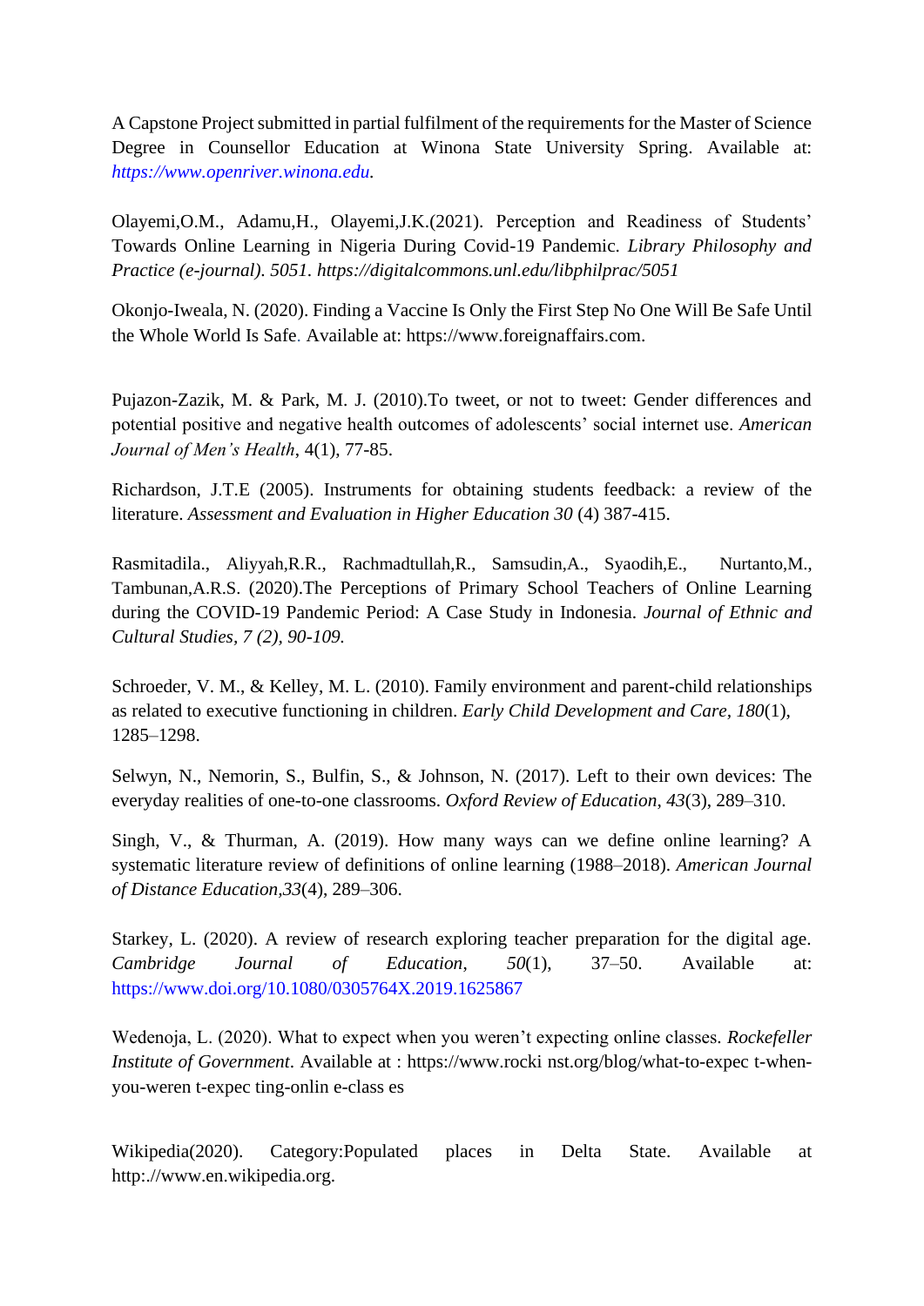A Capstone Project submitted in partial fulfilment of the requirements for the Master of Science Degree in Counsellor Education at Winona State University Spring. Available at: *https://www.openriver.winona.edu.*

Olayemi,O.M., Adamu,H., Olayemi,J.K.(2021). Perception and Readiness of Students' Towards Online Learning in Nigeria During Covid-19 Pandemic. *Library Philosophy and Practice (e-journal). 5051. https://digitalcommons.unl.edu/libphilprac/5051*

Okonjo-Iweala, N. (2020). Finding a Vaccine Is Only the First Step No One Will Be Safe Until the Whole World Is Safe. Available at: https://www.foreignaffairs.com.

Pujazon-Zazik, M. & Park, M. J. (2010).To tweet, or not to tweet: Gender differences and potential positive and negative health outcomes of adolescents' social internet use. *American Journal of Men's Health*, 4(1), 77-85.

Richardson, J.T.E (2005). Instruments for obtaining students feedback: a review of the literature. *Assessment and Evaluation in Higher Education 30* (4) 387-415.

Rasmitadila., Aliyyah,R.R., Rachmadtullah,R., Samsudin,A., Syaodih,E., Nurtanto,M., Tambunan,A.R.S. (2020).The Perceptions of Primary School Teachers of Online Learning during the COVID-19 Pandemic Period: A Case Study in Indonesia. *Journal of Ethnic and Cultural Studies, 7 (2), 90-109.*

Schroeder, V. M., & Kelley, M. L. (2010). Family environment and parent-child relationships as related to executive functioning in children. *Early Child Development and Care, 180*(1), 1285–1298.

Selwyn, N., Nemorin, S., Bulfin, S., & Johnson, N. (2017). Left to their own devices: The everyday realities of one-to-one classrooms. *Oxford Review of Education*, *43*(3), 289–310.

Singh, V., & Thurman, A. (2019). How many ways can we define online learning? A systematic literature review of definitions of online learning (1988–2018). *American Journal of Distance Education*,*33*(4), 289–306.

Starkey, L. (2020). A review of research exploring teacher preparation for the digital age. *Cambridge Journal of Education*, *50*(1), 37–50. Available at: https://www.doi.org/10.1080/0305764X.2019.1625867

Wedenoja, L. (2020). What to expect when you weren't expecting online classes. *Rockefeller Institute of Government*. Available at : https://www.rocki nst.org/blog/what-to-expec t-when-you-weren t-expec ting-onlin e-class es

Wikipedia(2020). Category:Populated places in Delta State. Available at http:.//www.en.wikipedia.org.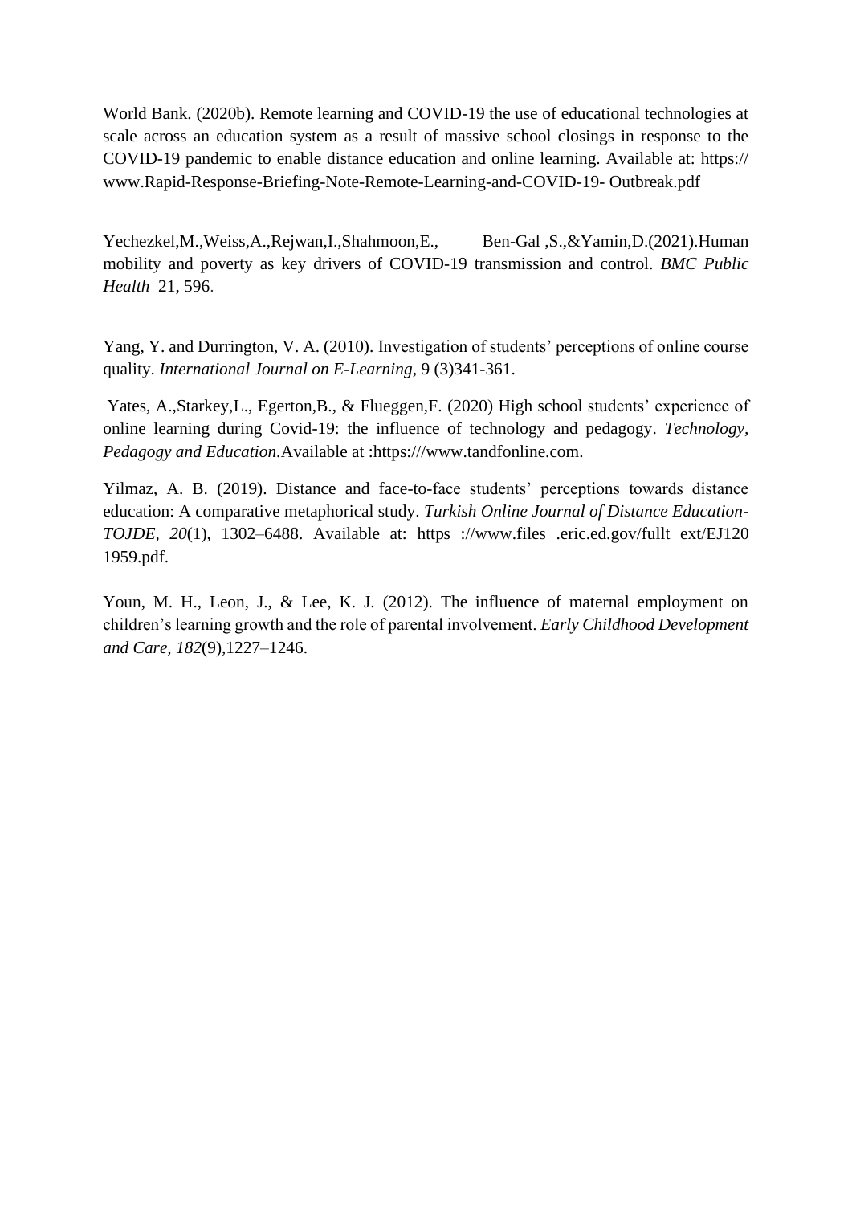World Bank. (2020b). Remote learning and COVID-19 the use of educational technologies at scale across an education system as a result of massive school closings in response to the COVID-19 pandemic to enable distance education and online learning. Available at: https:// www.Rapid-Response-Briefing-Note-Remote-Learning-and-COVID-19- Outbreak.pdf

Yechezkel,M.,Weiss,A.,Rejwan,I.,Shahmoon,E., Ben-Gal ,S.,&Yamin,D.(2021).Human mobility and poverty as key drivers of COVID-19 transmission and control. *BMC Public Health* 21, 596.

Yang, Y. and Durrington, V. A. (2010). Investigation of students' perceptions of online course quality. *International Journal on E-Learning*, 9 (3)341-361.

Yates, A.,Starkey,L., Egerton,B., & Flueggen,F. (2020) High school students' experience of online learning during Covid-19: the influence of technology and pedagogy. *Technology, Pedagogy and Education*.Available at :https:///www.tandfonline.com.

Yilmaz, A. B. (2019). Distance and face-to-face students' perceptions towards distance education: A comparative metaphorical study. *Turkish Online Journal of Distance Education-TOJDE, 20*(1), 1302–6488. Available at: https ://www.files .eric.ed.gov/fullt ext/EJ120 1959.pdf.

Youn, M. H., Leon, J., & Lee, K. J. (2012). The influence of maternal employment on children's learning growth and the role of parental involvement. *Early Childhood Development and Care, 182*(9),1227–1246.